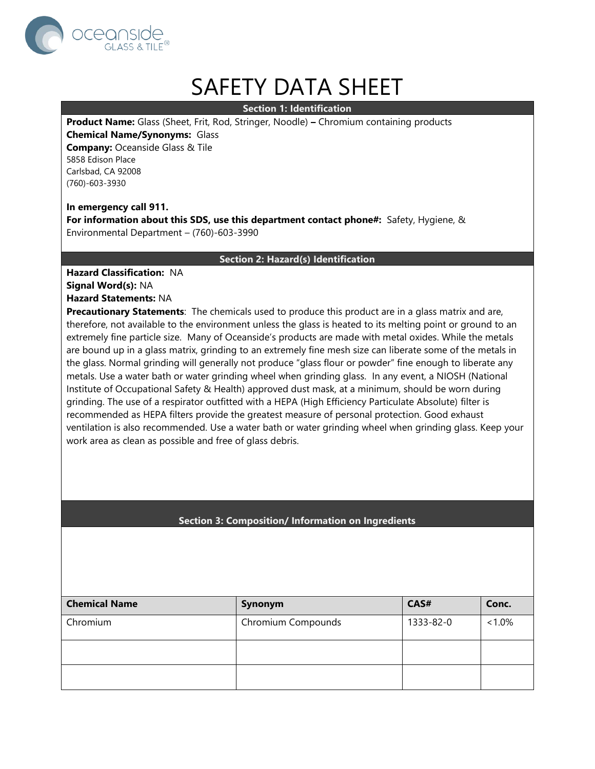oceanside GLASS & TILE®

# SAFETY DATA SHEET

## Section 1: Identification

**Product Name:** Glass (Sheet, Frit, Rod, Stringer, Noodle) **–** Chromium containing products
**Chemical Name/Synonyms:** Glass
**Company:** Oceanside Glass & Tile
5858 Edison Place
Carlsbad, CA 92008
(760)-603-3930

**In emergency call 911.**
**For information about this SDS, use this department contact phone#:** Safety, Hygiene, & Environmental Department – (760)-603-3990

## Section 2: Hazard(s) Identification

**Hazard Classification:** NA
**Signal Word(s):** NA
**Hazard Statements:** NA
**Precautionary Statements**: The chemicals used to produce this product are in a glass matrix and are, therefore, not available to the environment unless the glass is heated to its melting point or ground to an extremely fine particle size. Many of Oceanside's products are made with metal oxides. While the metals are bound up in a glass matrix, grinding to an extremely fine mesh size can liberate some of the metals in the glass. Normal grinding will generally not produce "glass flour or powder" fine enough to liberate any metals. Use a water bath or water grinding wheel when grinding glass. In any event, a NIOSH (National Institute of Occupational Safety & Health) approved dust mask, at a minimum, should be worn during grinding. The use of a respirator outfitted with a HEPA (High Efficiency Particulate Absolute) filter is recommended as HEPA filters provide the greatest measure of personal protection. Good exhaust ventilation is also recommended. Use a water bath or water grinding wheel when grinding glass. Keep your work area as clean as possible and free of glass debris.

## Section 3: Composition/ Information on Ingredients

| Chemical Name | Synonym | CAS# | Conc. |
|---|---|---|---|
| Chromium | Chromium Compounds | 1333-82-0 | <1.0% |
| | | | |
| | | | |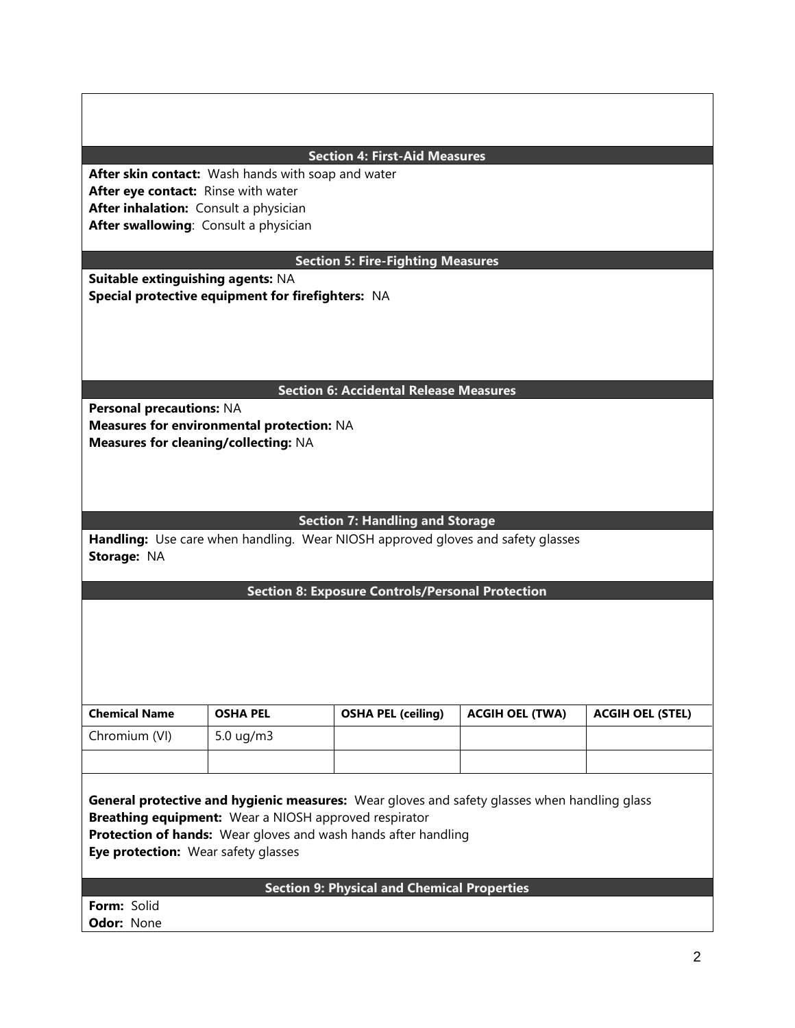## Section 4: First-Aid Measures

**After skin contact:** Wash hands with soap and water
**After eye contact:** Rinse with water
**After inhalation:** Consult a physician
**After swallowing**: Consult a physician

## Section 5: Fire-Fighting Measures

**Suitable extinguishing agents:** NA
**Special protective equipment for firefighters:** NA

## Section 6: Accidental Release Measures

**Personal precautions:** NA
**Measures for environmental protection:** NA
**Measures for cleaning/collecting:** NA

## Section 7: Handling and Storage

**Handling:** Use care when handling. Wear NIOSH approved gloves and safety glasses
**Storage:** NA

## Section 8: Exposure Controls/Personal Protection

| Chemical Name | OSHA PEL | OSHA PEL (ceiling) | ACGIH OEL (TWA) | ACGIH OEL (STEL) |
|---|---|---|---|---|
| Chromium (VI) | 5.0 ug/m3 | | | |
| | | | | |

**General protective and hygienic measures:** Wear gloves and safety glasses when handling glass
**Breathing equipment:** Wear a NIOSH approved respirator
**Protection of hands:** Wear gloves and wash hands after handling
**Eye protection:** Wear safety glasses

## Section 9: Physical and Chemical Properties

**Form:** Solid
**Odor:** None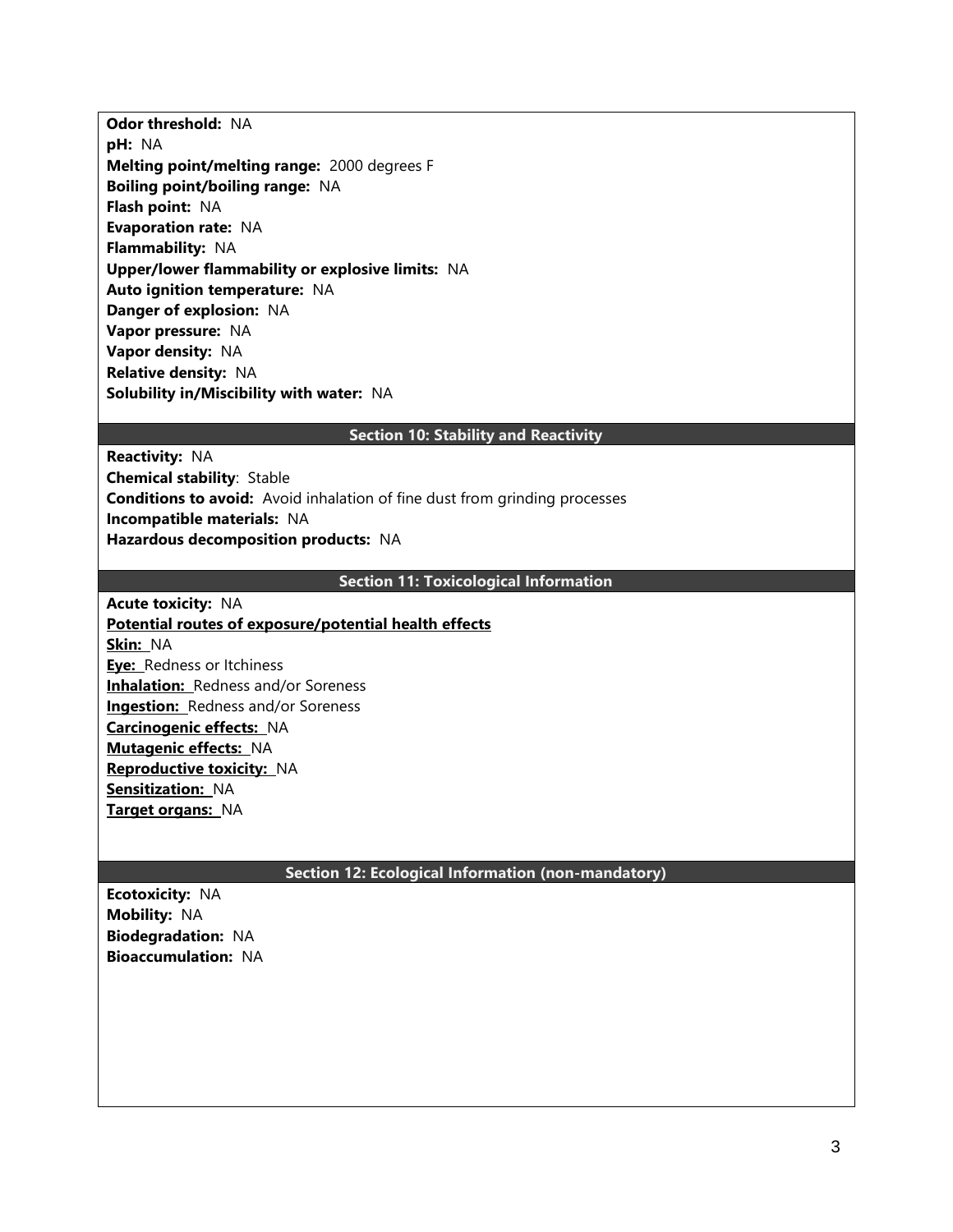**Odor threshold:** NA
**pH:** NA
**Melting point/melting range:** 2000 degrees F
**Boiling point/boiling range:** NA
**Flash point:** NA
**Evaporation rate:** NA
**Flammability:** NA
**Upper/lower flammability or explosive limits:** NA
**Auto ignition temperature:** NA
**Danger of explosion:** NA
**Vapor pressure:** NA
**Vapor density:** NA
**Relative density:** NA
**Solubility in/Miscibility with water:** NA

## Section 10: Stability and Reactivity

**Reactivity:** NA
**Chemical stability**: Stable
**Conditions to avoid:** Avoid inhalation of fine dust from grinding processes
**Incompatible materials:** NA
**Hazardous decomposition products:** NA

## Section 11: Toxicological Information

**Acute toxicity:** NA
**Potential routes of exposure/potential health effects**
**Skin:** NA
**Eye:** Redness or Itchiness
**Inhalation:** Redness and/or Soreness
**Ingestion:** Redness and/or Soreness
**Carcinogenic effects:** NA
**Mutagenic effects:** NA
**Reproductive toxicity:** NA
**Sensitization:** NA
**Target organs:** NA

## Section 12: Ecological Information (non-mandatory)

**Ecotoxicity:** NA
**Mobility:** NA
**Biodegradation:** NA
**Bioaccumulation:** NA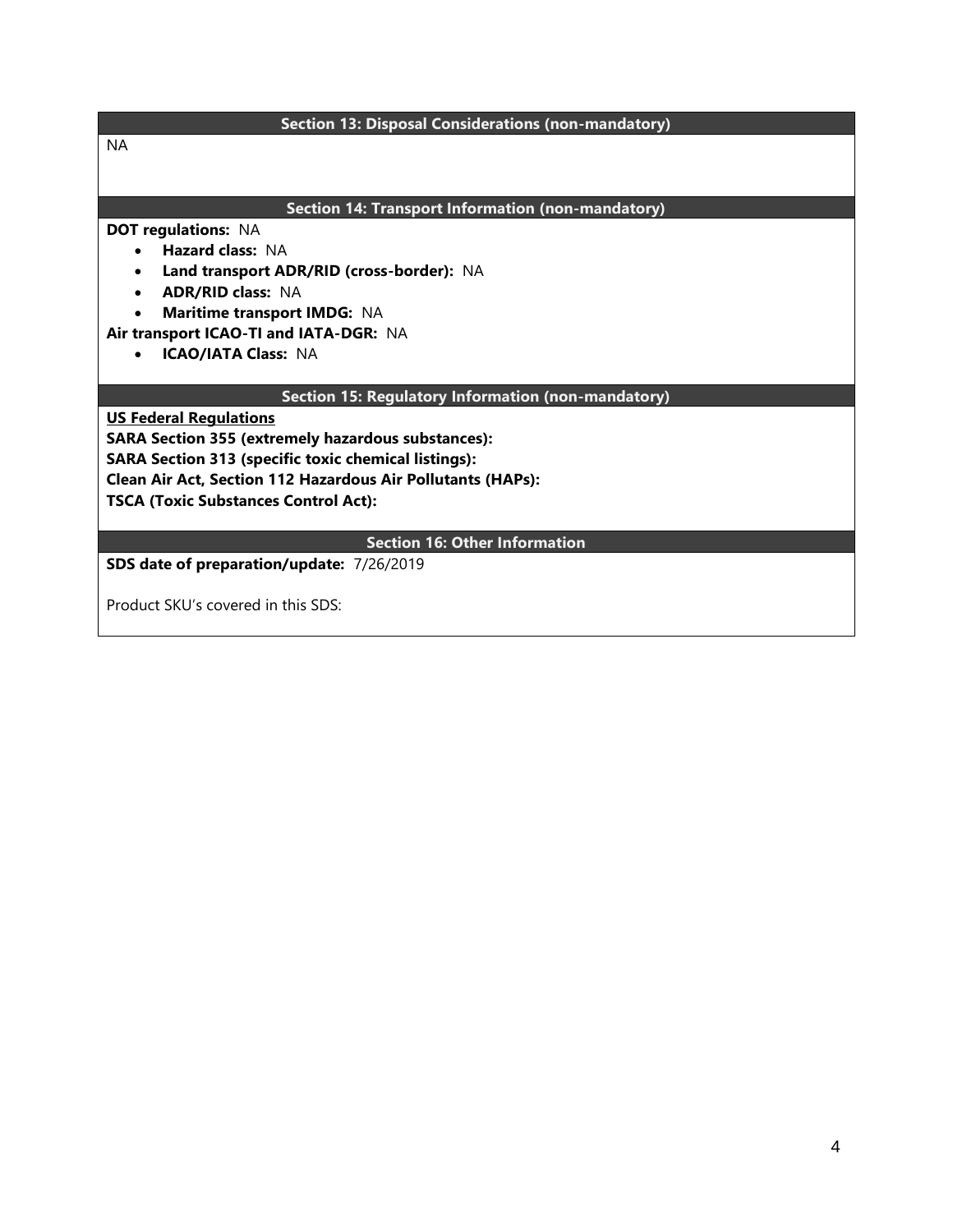## Section 13: Disposal Considerations (non-mandatory)

NA

## Section 14: Transport Information (non-mandatory)

**DOT regulations:** NA

- **Hazard class:** NA
- **Land transport ADR/RID (cross-border):** NA
- **ADR/RID class:** NA
- **Maritime transport IMDG:** NA

**Air transport ICAO-TI and IATA-DGR:** NA

- **ICAO/IATA Class:** NA

## Section 15: Regulatory Information (non-mandatory)

**US Federal Regulations**

**SARA Section 355 (extremely hazardous substances):**

**SARA Section 313 (specific toxic chemical listings):**

**Clean Air Act, Section 112 Hazardous Air Pollutants (HAPs):**

**TSCA (Toxic Substances Control Act):**

## Section 16: Other Information

**SDS date of preparation/update:** 7/26/2019

Product SKU's covered in this SDS: